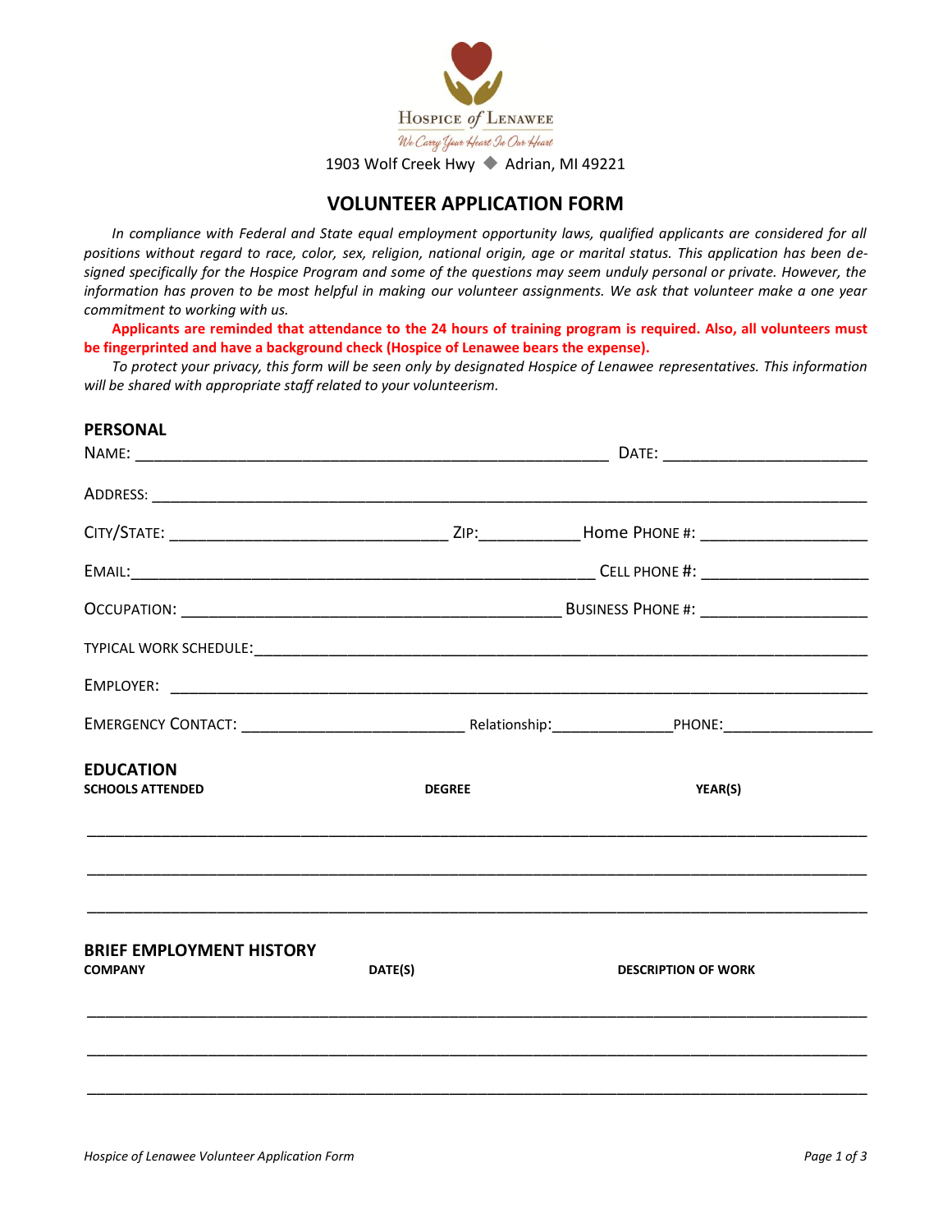Hospice of Lenawee

*We Carry Your Heart In Our Heart*

1903 Wolf Creek Hwy ◆ Adrian, MI 49221

# VOLUNTEER APPLICATION FORM

*In compliance with Federal and State equal employment opportunity laws, qualified applicants are considered for all positions without regard to race, color, sex, religion, national origin, age or marital status. This application has been designed specifically for the Hospice Program and some of the questions may seem unduly personal or private. However, the information has proven to be most helpful in making our volunteer assignments. We ask that volunteer make a one year commitment to working with us.*

**Applicants are reminded that attendance to the 24 hours of training program is required. Also, all volunteers must be fingerprinted and have a background check (Hospice of Lenawee bears the expense).**

*To protect your privacy, this form will be seen only by designated Hospice of Lenawee representatives. This information will be shared with appropriate staff related to your volunteerism.*

## PERSONAL

NAME: ______________________________ DATE: ______________

ADDRESS: ______________________________________________

CITY/STATE: ____________________ ZIP: ________ Home PHONE #: ______________

EMAIL: ______________________________ CELL PHONE #: ______________

OCCUPATION: ______________________________ BUSINESS PHONE #: ______________

TYPICAL WORK SCHEDULE: ______________________________________________

EMPLOYER: ______________________________________________

EMERGENCY CONTACT: ________________ Relationship: __________ PHONE: ______________

## EDUCATION

| SCHOOLS ATTENDED | DEGREE | YEAR(S) |
|---|---|---|
| | | |
| | | |
| | | |

## BRIEF EMPLOYMENT HISTORY

| COMPANY | DATE(S) | DESCRIPTION OF WORK |
|---|---|---|
| | | |
| | | |
| | | |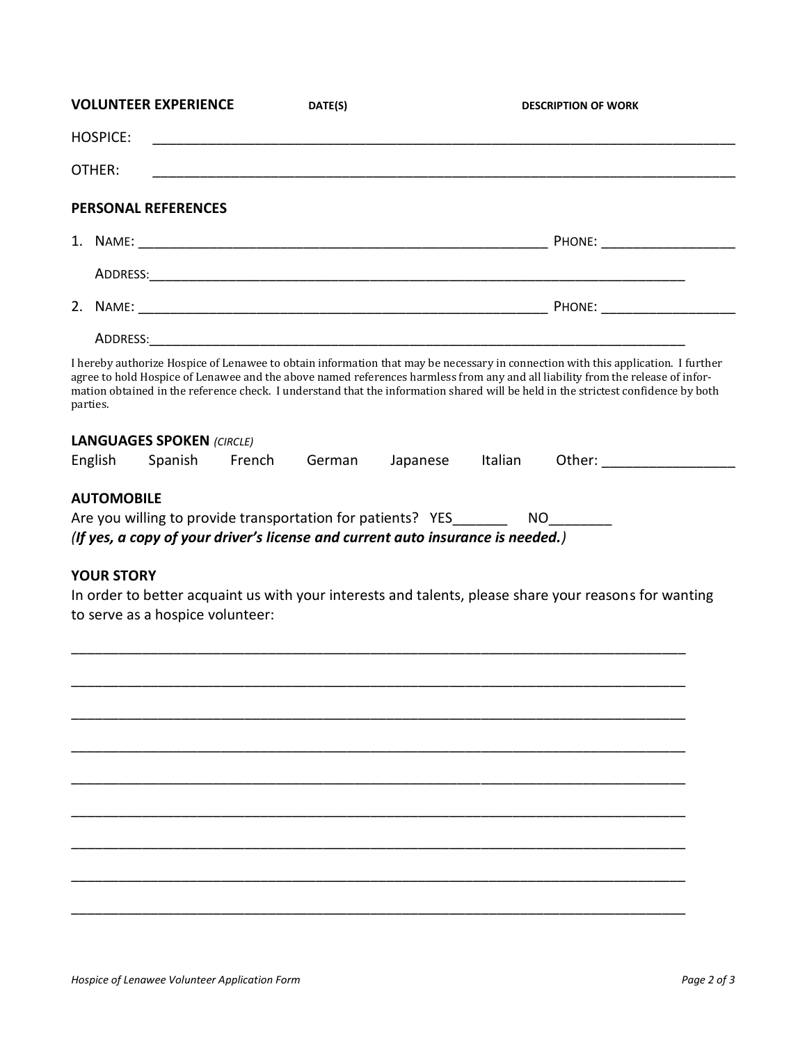**VOLUNTEER EXPERIENCE** **DATE(S)** **DESCRIPTION OF WORK**

HOSPICE: ___________________________________________________________________________

OTHER: ___________________________________________________________________________

**PERSONAL REFERENCES**

1. NAME: ______________________________________________________ PHONE: _________________

   ADDRESS:_______________________________________________________________________

2. NAME: ______________________________________________________ PHONE: _________________

   ADDRESS:_______________________________________________________________________

I hereby authorize Hospice of Lenawee to obtain information that may be necessary in connection with this application. I further agree to hold Hospice of Lenawee and the above named references harmless from any and all liability from the release of information obtained in the reference check. I understand that the information shared will be held in the strictest confidence by both parties.

**LANGUAGES SPOKEN** *(CIRCLE)*

English Spanish French German Japanese Italian Other: _________________

**AUTOMOBILE**

Are you willing to provide transportation for patients? YES_______ NO________

***(If yes, a copy of your driver's license and current auto insurance is needed.)***

**YOUR STORY**

In order to better acquaint us with your interests and talents, please share your reasons for wanting to serve as a hospice volunteer:

_________________________________________________________________________________

_________________________________________________________________________________

_________________________________________________________________________________

_________________________________________________________________________________

_________________________________________________________________________________

_________________________________________________________________________________

_________________________________________________________________________________

_________________________________________________________________________________

_________________________________________________________________________________

*Hospice of Lenawee Volunteer Application Form*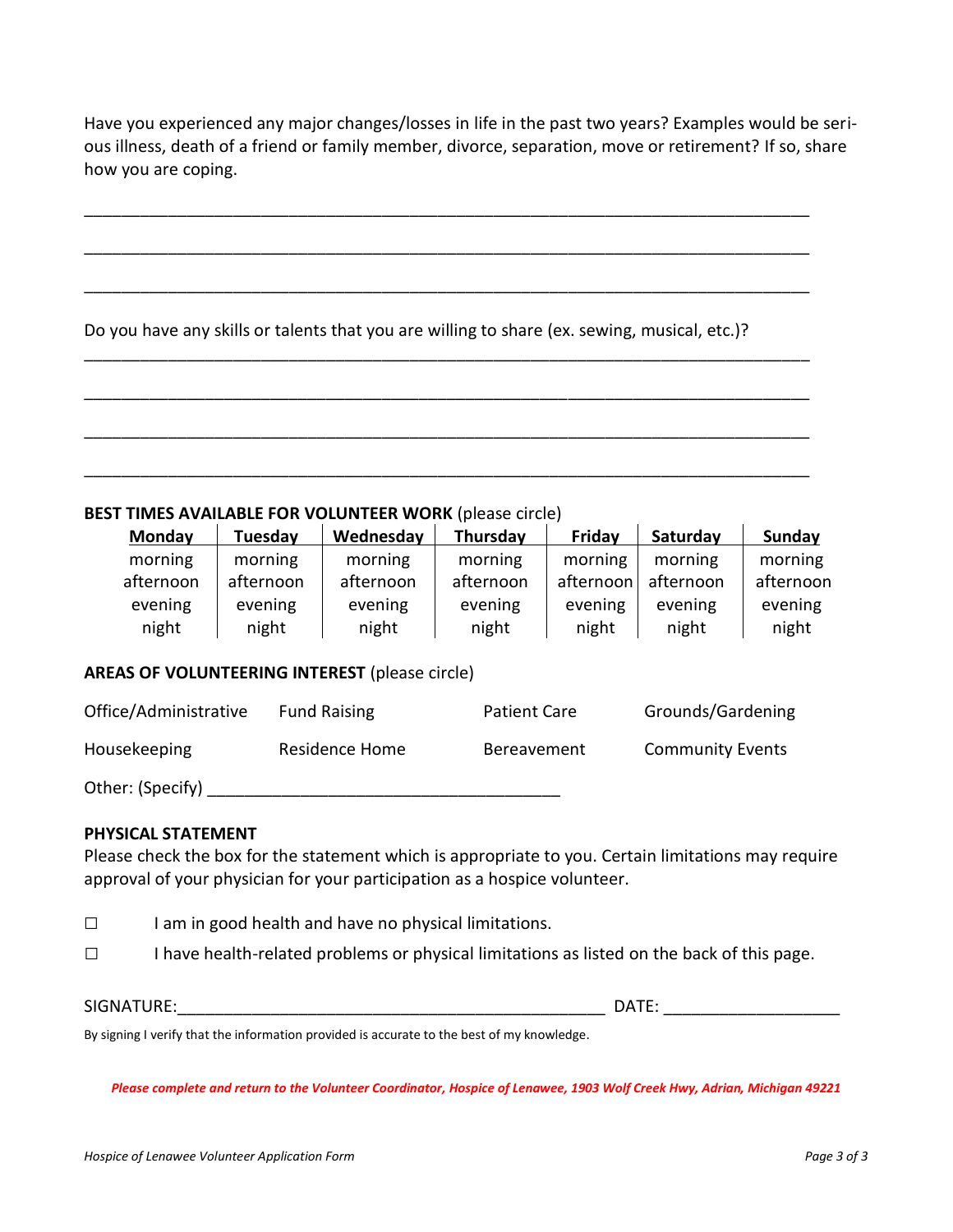Have you experienced any major changes/losses in life in the past two years? Examples would be serious illness, death of a friend or family member, divorce, separation, move or retirement? If so, share how you are coping.

___________________________________________________________________________

___________________________________________________________________________

___________________________________________________________________________

Do you have any skills or talents that you are willing to share (ex. sewing, musical, etc.)?

___________________________________________________________________________

___________________________________________________________________________

___________________________________________________________________________

___________________________________________________________________________

**BEST TIMES AVAILABLE FOR VOLUNTEER WORK** (please circle)

| Monday | Tuesday | Wednesday | Thursday | Friday | Saturday | Sunday |
|---|---|---|---|---|---|---|
| morning | morning | morning | morning | morning | morning | morning |
| afternoon | afternoon | afternoon | afternoon | afternoon | afternoon | afternoon |
| evening | evening | evening | evening | evening | evening | evening |
| night | night | night | night | night | night | night |

**AREAS OF VOLUNTEERING INTEREST** (please circle)

| | | | |
|---|---|---|---|
| Office/Administrative | Fund Raising | Patient Care | Grounds/Gardening |
| Housekeeping | Residence Home | Bereavement | Community Events |

Other: (Specify) ______________________________________

**PHYSICAL STATEMENT**

Please check the box for the statement which is appropriate to you. Certain limitations may require approval of your physician for your participation as a hospice volunteer.

☐ I am in good health and have no physical limitations.

☐ I have health-related problems or physical limitations as listed on the back of this page.

SIGNATURE:_______________________________________________ DATE: ___________________

By signing I verify that the information provided is accurate to the best of my knowledge.

***Please complete and return to the Volunteer Coordinator, Hospice of Lenawee, 1903 Wolf Creek Hwy, Adrian, Michigan 49221***